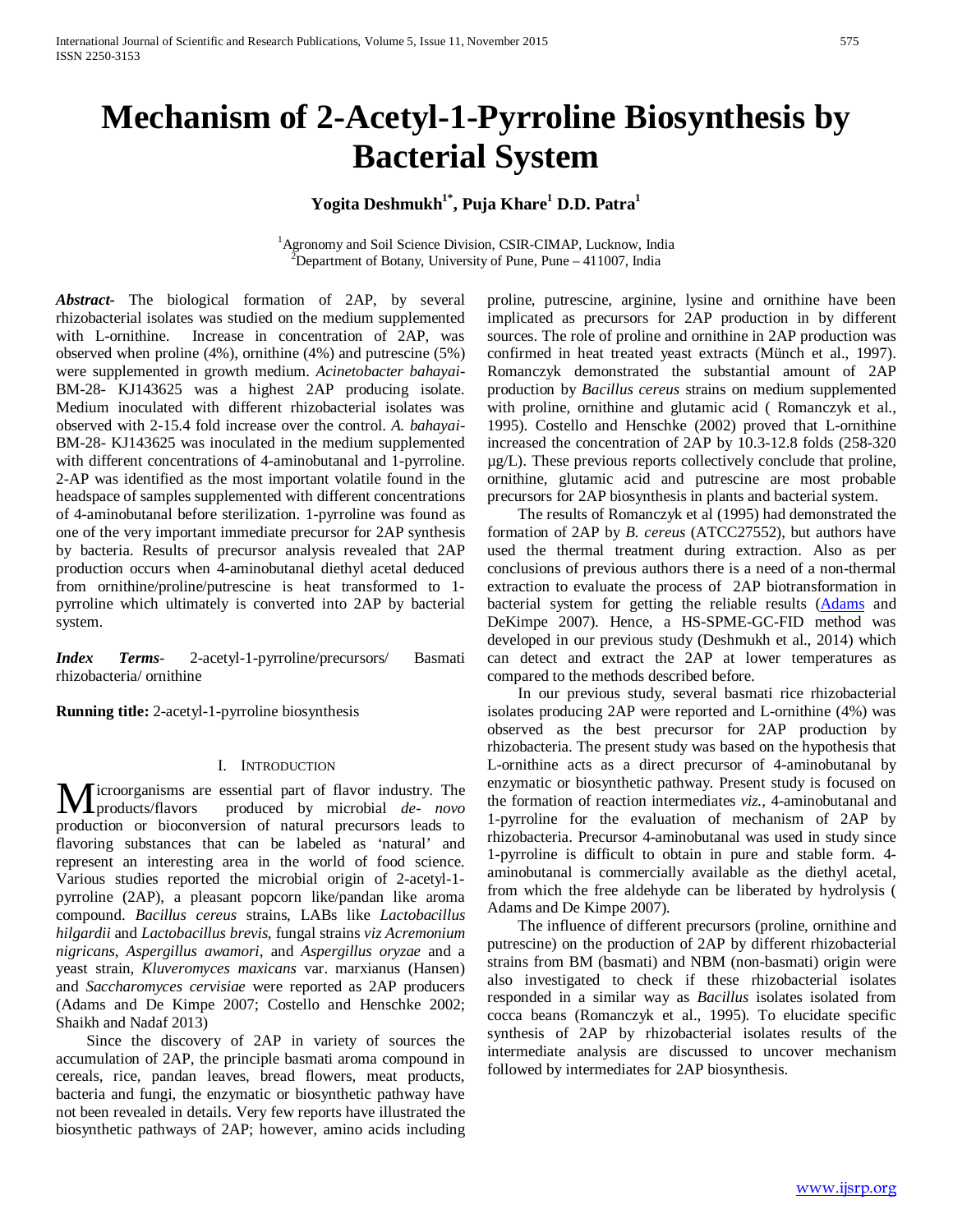# Mechanism of 2-Acetyl-1-Pyrroline Biosynthesis by Bacterial System

**Yogita Deshmukh[1*], Puja Khare[1] D.D. Patra[1]**

[1]Agronomy and Soil Science Division, CSIR-CIMAP, Lucknow, India
[2]Department of Botany, University of Pune, Pune – 411007, India

***Abstract***- The biological formation of 2AP, by several rhizobacterial isolates was studied on the medium supplemented with L-ornithine. Increase in concentration of 2AP, was observed when proline (4%), ornithine (4%) and putrescine (5%) were supplemented in growth medium. *Acinetobacter bahayai*-BM-28- KJ143625 was a highest 2AP producing isolate. Medium inoculated with different rhizobacterial isolates was observed with 2-15.4 fold increase over the control. *A. bahayai*-BM-28- KJ143625 was inoculated in the medium supplemented with different concentrations of 4-aminobutanal and 1-pyrroline. 2-AP was identified as the most important volatile found in the headspace of samples supplemented with different concentrations of 4-aminobutanal before sterilization. 1-pyrroline was found as one of the very important immediate precursor for 2AP synthesis by bacteria. Results of precursor analysis revealed that 2AP production occurs when 4-aminobutanal diethyl acetal deduced from ornithine/proline/putrescine is heat transformed to 1-pyrroline which ultimately is converted into 2AP by bacterial system.

***Index Terms***- 2-acetyl-1-pyrroline/precursors/ Basmati rhizobacteria/ ornithine

**Running title:** 2-acetyl-1-pyrroline biosynthesis

## I. Introduction

Microorganisms are essential part of flavor industry. The products/flavors produced by microbial *de- novo* production or bioconversion of natural precursors leads to flavoring substances that can be labeled as 'natural' and represent an interesting area in the world of food science. Various studies reported the microbial origin of 2-acetyl-1-pyrroline (2AP), a pleasant popcorn like/pandan like aroma compound. *Bacillus cereus* strains, LABs like *Lactobacillus hilgardii* and *Lactobacillus brevis*, fungal strains *viz Acremonium nigricans*, *Aspergillus awamori*, and *Aspergillus oryzae* and a yeast strain, *Kluveromyces maxicans* var. marxianus (Hansen) and *Saccharomyces cervisiae* were reported as 2AP producers (Adams and De Kimpe 2007; Costello and Henschke 2002; Shaikh and Nadaf 2013)

Since the discovery of 2AP in variety of sources the accumulation of 2AP, the principle basmati aroma compound in cereals, rice, pandan leaves, bread flowers, meat products, bacteria and fungi, the enzymatic or biosynthetic pathway have not been revealed in details. Very few reports have illustrated the biosynthetic pathways of 2AP; however, amino acids including proline, putrescine, arginine, lysine and ornithine have been implicated as precursors for 2AP production in by different sources. The role of proline and ornithine in 2AP production was confirmed in heat treated yeast extracts (Münch et al., 1997). Romanczyk demonstrated the substantial amount of 2AP production by *Bacillus cereus* strains on medium supplemented with proline, ornithine and glutamic acid ( Romanczyk et al., 1995). Costello and Henschke (2002) proved that L-ornithine increased the concentration of 2AP by 10.3-12.8 folds (258-320 µg/L). These previous reports collectively conclude that proline, ornithine, glutamic acid and putrescine are most probable precursors for 2AP biosynthesis in plants and bacterial system.

The results of Romanczyk et al (1995) had demonstrated the formation of 2AP by *B. cereus* (ATCC27552), but authors have used the thermal treatment during extraction. Also as per conclusions of previous authors there is a need of a non-thermal extraction to evaluate the process of 2AP biotransformation in bacterial system for getting the reliable results (Adams and DeKimpe 2007). Hence, a HS-SPME-GC-FID method was developed in our previous study (Deshmukh et al., 2014) which can detect and extract the 2AP at lower temperatures as compared to the methods described before.

In our previous study, several basmati rice rhizobacterial isolates producing 2AP were reported and L-ornithine (4%) was observed as the best precursor for 2AP production by rhizobacteria. The present study was based on the hypothesis that L-ornithine acts as a direct precursor of 4-aminobutanal by enzymatic or biosynthetic pathway. Present study is focused on the formation of reaction intermediates *viz.*, 4-aminobutanal and 1-pyrroline for the evaluation of mechanism of 2AP by rhizobacteria. Precursor 4-aminobutanal was used in study since 1-pyrroline is difficult to obtain in pure and stable form. 4-aminobutanal is commercially available as the diethyl acetal, from which the free aldehyde can be liberated by hydrolysis ( Adams and De Kimpe 2007).

The influence of different precursors (proline, ornithine and putrescine) on the production of 2AP by different rhizobacterial strains from BM (basmati) and NBM (non-basmati) origin were also investigated to check if these rhizobacterial isolates responded in a similar way as *Bacillus* isolates isolated from cocca beans (Romanczyk et al., 1995). To elucidate specific synthesis of 2AP by rhizobacterial isolates results of the intermediate analysis are discussed to uncover mechanism followed by intermediates for 2AP biosynthesis.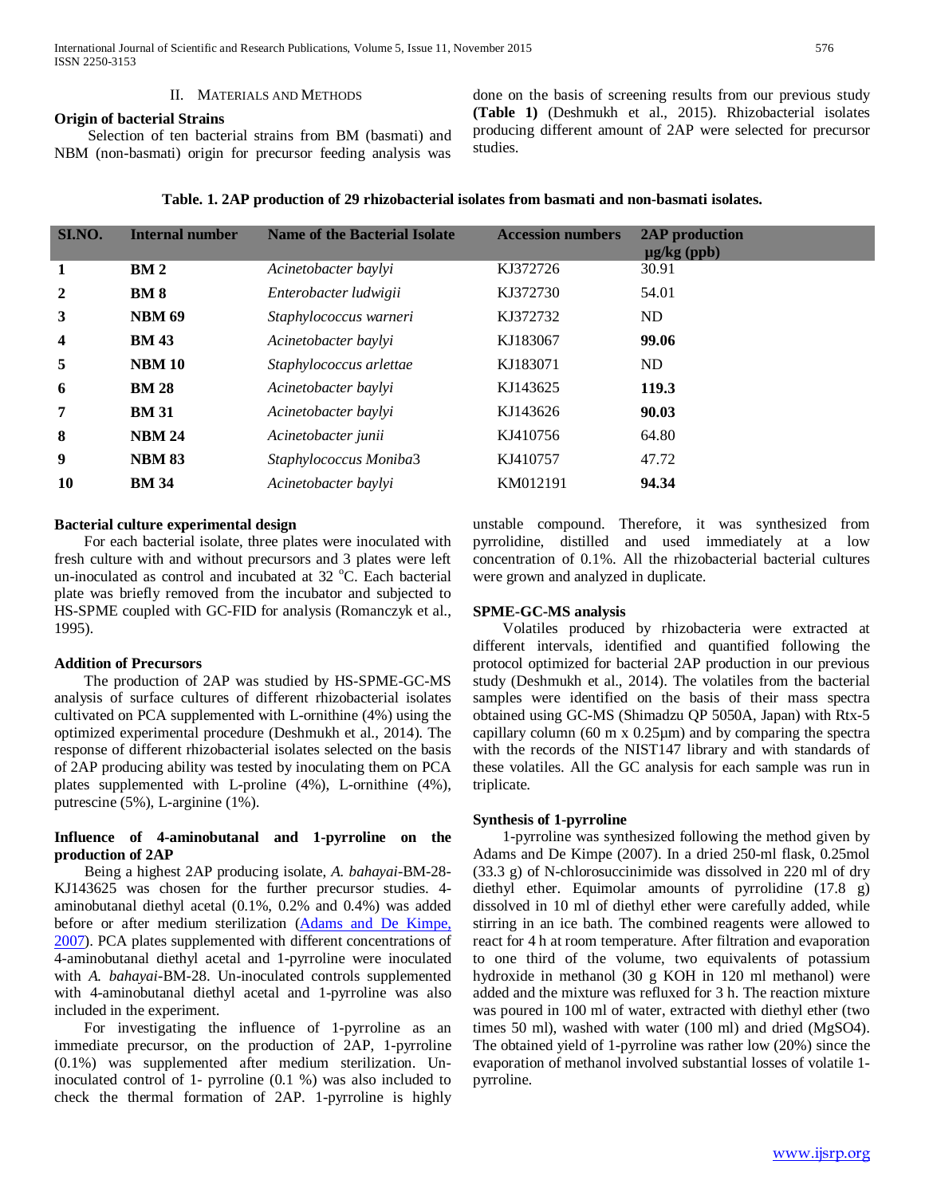## II. Materials and Methods

### Origin of bacterial Strains

Selection of ten bacterial strains from BM (basmati) and NBM (non-basmati) origin for precursor feeding analysis was done on the basis of screening results from our previous study **(Table 1)** (Deshmukh et al., 2015). Rhizobacterial isolates producing different amount of 2AP were selected for precursor studies.

**Table. 1. 2AP production of 29 rhizobacterial isolates from basmati and non-basmati isolates.**

| SI.NO. | Internal number | Name of the Bacterial Isolate | Accession numbers | 2AP production µg/kg (ppb) |
|---|---|---|---|---|
| **1** | **BM 2** | *Acinetobacter baylyi* | KJ372726 | 30.91 |
| **2** | **BM 8** | *Enterobacter ludwigii* | KJ372730 | 54.01 |
| **3** | **NBM 69** | *Staphylococcus warneri* | KJ372732 | ND |
| **4** | **BM 43** | *Acinetobacter baylyi* | KJ183067 | **99.06** |
| **5** | **NBM 10** | *Staphylococcus arlettae* | KJ183071 | ND |
| **6** | **BM 28** | *Acinetobacter baylyi* | KJ143625 | **119.3** |
| **7** | **BM 31** | *Acinetobacter baylyi* | KJ143626 | **90.03** |
| **8** | **NBM 24** | *Acinetobacter junii* | KJ410756 | 64.80 |
| **9** | **NBM 83** | *Staphylococcus Moniba*3 | KJ410757 | 47.72 |
| **10** | **BM 34** | *Acinetobacter baylyi* | KM012191 | **94.34** |

### Bacterial culture experimental design

For each bacterial isolate, three plates were inoculated with fresh culture with and without precursors and 3 plates were left un-inoculated as control and incubated at 32 °C. Each bacterial plate was briefly removed from the incubator and subjected to HS-SPME coupled with GC-FID for analysis (Romanczyk et al., 1995).

### Addition of Precursors

The production of 2AP was studied by HS-SPME-GC-MS analysis of surface cultures of different rhizobacterial isolates cultivated on PCA supplemented with L-ornithine (4%) using the optimized experimental procedure (Deshmukh et al., 2014). The response of different rhizobacterial isolates selected on the basis of 2AP producing ability was tested by inoculating them on PCA plates supplemented with L-proline (4%), L-ornithine (4%), putrescine (5%), L-arginine (1%).

### Influence of 4-aminobutanal and 1-pyrroline on the production of 2AP

Being a highest 2AP producing isolate, *A. bahayai*-BM-28-KJ143625 was chosen for the further precursor studies. 4-aminobutanal diethyl acetal (0.1%, 0.2% and 0.4%) was added before or after medium sterilization (Adams and De Kimpe, 2007). PCA plates supplemented with different concentrations of 4-aminobutanal diethyl acetal and 1-pyrroline were inoculated with *A. bahayai*-BM-28. Un-inoculated controls supplemented with 4-aminobutanal diethyl acetal and 1-pyrroline was also included in the experiment.

For investigating the influence of 1-pyrroline as an immediate precursor, on the production of 2AP, 1-pyrroline (0.1%) was supplemented after medium sterilization. Un-inoculated control of 1- pyrroline (0.1 %) was also included to check the thermal formation of 2AP. 1-pyrroline is highly unstable compound. Therefore, it was synthesized from pyrrolidine, distilled and used immediately at a low concentration of 0.1%. All the rhizobacterial bacterial cultures were grown and analyzed in duplicate.

### SPME-GC-MS analysis

Volatiles produced by rhizobacteria were extracted at different intervals, identified and quantified following the protocol optimized for bacterial 2AP production in our previous study (Deshmukh et al., 2014). The volatiles from the bacterial samples were identified on the basis of their mass spectra obtained using GC-MS (Shimadzu QP 5050A, Japan) with Rtx-5 capillary column (60 m x 0.25µm) and by comparing the spectra with the records of the NIST147 library and with standards of these volatiles. All the GC analysis for each sample was run in triplicate.

### Synthesis of 1-pyrroline

1-pyrroline was synthesized following the method given by Adams and De Kimpe (2007). In a dried 250-ml flask, 0.25mol (33.3 g) of N-chlorosuccinimide was dissolved in 220 ml of dry diethyl ether. Equimolar amounts of pyrrolidine (17.8 g) dissolved in 10 ml of diethyl ether were carefully added, while stirring in an ice bath. The combined reagents were allowed to react for 4 h at room temperature. After filtration and evaporation to one third of the volume, two equivalents of potassium hydroxide in methanol (30 g KOH in 120 ml methanol) were added and the mixture was refluxed for 3 h. The reaction mixture was poured in 100 ml of water, extracted with diethyl ether (two times 50 ml), washed with water (100 ml) and dried ($MgSO_4$). The obtained yield of 1-pyrroline was rather low (20%) since the evaporation of methanol involved substantial losses of volatile 1-pyrroline.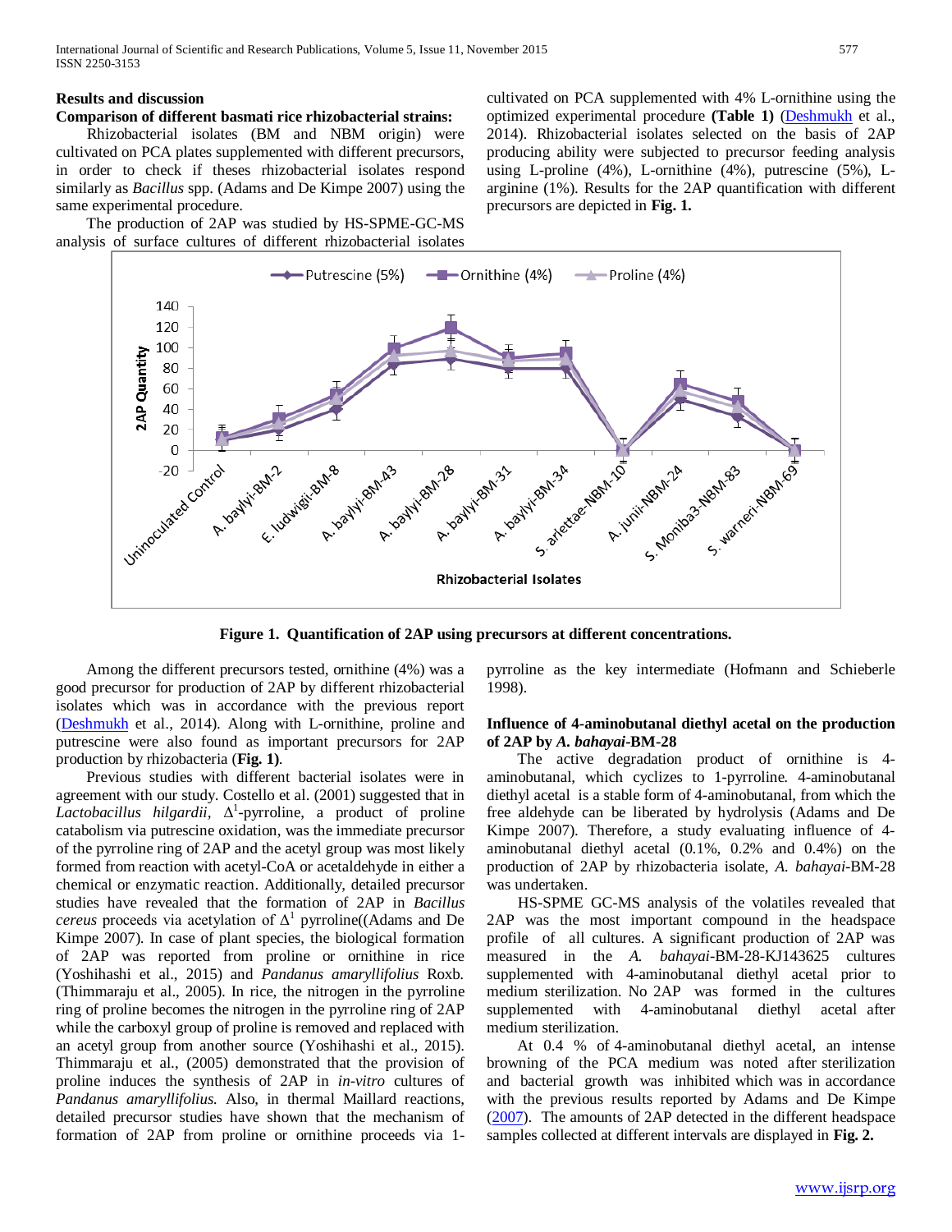## Results and discussion

### Comparison of different basmati rice rhizobacterial strains:

Rhizobacterial isolates (BM and NBM origin) were cultivated on PCA plates supplemented with different precursors, in order to check if theses rhizobacterial isolates respond similarly as *Bacillus* spp. (Adams and De Kimpe 2007) using the same experimental procedure.

The production of 2AP was studied by HS-SPME-GC-MS analysis of surface cultures of different rhizobacterial isolates cultivated on PCA supplemented with 4% L-ornithine using the optimized experimental procedure **(Table 1)** (Deshmukh et al., 2014). Rhizobacterial isolates selected on the basis of 2AP producing ability were subjected to precursor feeding analysis using L-proline (4%), L-ornithine (4%), putrescine (5%), L-arginine (1%). Results for the 2AP quantification with different precursors are depicted in **Fig. 1.**

**Figure 1. Quantification of 2AP using precursors at different concentrations.**

Among the different precursors tested, ornithine (4%) was a good precursor for production of 2AP by different rhizobacterial isolates which was in accordance with the previous report (Deshmukh et al., 2014). Along with L-ornithine, proline and putrescine were also found as important precursors for 2AP production by rhizobacteria (**Fig. 1)**.

Previous studies with different bacterial isolates were in agreement with our study. Costello et al. (2001) suggested that in *Lactobacillus hilgardii*, $\Delta^1$-pyrroline, a product of proline catabolism via putrescine oxidation, was the immediate precursor of the pyrroline ring of 2AP and the acetyl group was most likely formed from reaction with acetyl-CoA or acetaldehyde in either a chemical or enzymatic reaction. Additionally, detailed precursor studies have revealed that the formation of 2AP in *Bacillus cereus* proceeds via acetylation of $\Delta^1$ pyrroline((Adams and De Kimpe 2007). In case of plant species, the biological formation of 2AP was reported from proline or ornithine in rice (Yoshihashi et al., 2015) and *Pandanus amaryllifolius* Roxb. (Thimmaraju et al., 2005). In rice, the nitrogen in the pyrroline ring of proline becomes the nitrogen in the pyrroline ring of 2AP while the carboxyl group of proline is removed and replaced with an acetyl group from another source (Yoshihashi et al., 2015). Thimmaraju et al., (2005) demonstrated that the provision of proline induces the synthesis of 2AP in *in-vitro* cultures of *Pandanus amaryllifolius.* Also, in thermal Maillard reactions, detailed precursor studies have shown that the mechanism of formation of 2AP from proline or ornithine proceeds via 1-pyrroline as the key intermediate (Hofmann and Schieberle 1998).

### Influence of 4-aminobutanal diethyl acetal on the production of 2AP by *A. bahayai*-BM-28

The active degradation product of ornithine is 4-aminobutanal, which cyclizes to 1-pyrroline. 4-aminobutanal diethyl acetal is a stable form of 4-aminobutanal, from which the free aldehyde can be liberated by hydrolysis (Adams and De Kimpe 2007). Therefore, a study evaluating influence of 4-aminobutanal diethyl acetal (0.1%, 0.2% and 0.4%) on the production of 2AP by rhizobacteria isolate, *A. bahayai*-BM-28 was undertaken.

HS-SPME GC-MS analysis of the volatiles revealed that 2AP was the most important compound in the headspace profile of all cultures. A significant production of 2AP was measured in the *A. bahayai*-BM-28-KJ143625 cultures supplemented with 4-aminobutanal diethyl acetal prior to medium sterilization. No 2AP was formed in the cultures supplemented with 4-aminobutanal diethyl acetal after medium sterilization.

At 0.4 % of 4-aminobutanal diethyl acetal, an intense browning of the PCA medium was noted after sterilization and bacterial growth was inhibited which was in accordance with the previous results reported by Adams and De Kimpe (2007). The amounts of 2AP detected in the different headspace samples collected at different intervals are displayed in **Fig. 2.**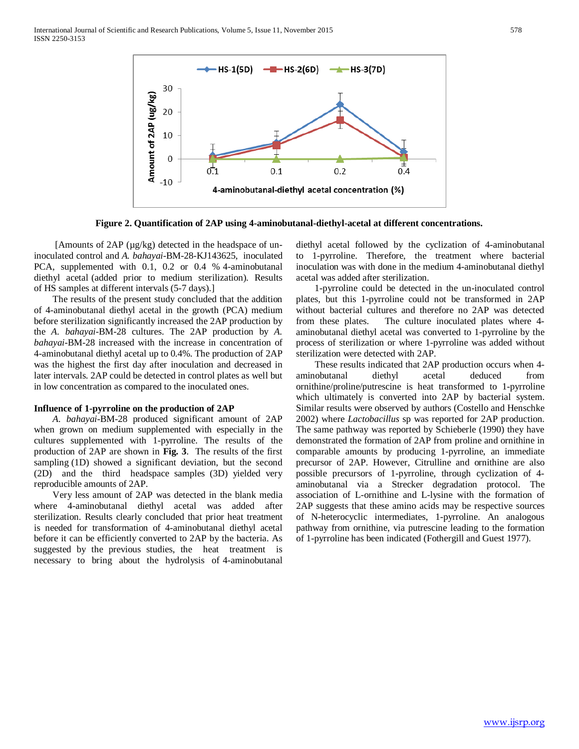**Figure 2. Quantification of 2AP using 4-aminobutanal-diethyl-acetal at different concentrations.**

[Amounts of 2AP (µg/kg) detected in the headspace of un-inoculated control and *A. bahayai*-BM-28-KJ143625, inoculated PCA, supplemented with 0.1, 0.2 or 0.4 % 4-aminobutanal diethyl acetal (added prior to medium sterilization). Results of HS samples at different intervals (5-7 days).]

The results of the present study concluded that the addition of 4-aminobutanal diethyl acetal in the growth (PCA) medium before sterilization significantly increased the 2AP production by the *A. bahayai*-BM-28 cultures. The 2AP production by *A. bahayai*-BM-28 increased with the increase in concentration of 4-aminobutanal diethyl acetal up to 0.4%. The production of 2AP was the highest the first day after inoculation and decreased in later intervals. 2AP could be detected in control plates as well but in low concentration as compared to the inoculated ones.

**Influence of 1-pyrroline on the production of 2AP**

*A. bahayai*-BM-28 produced significant amount of 2AP when grown on medium supplemented with especially in the cultures supplemented with 1-pyrroline. The results of the production of 2AP are shown in **Fig. 3**. The results of the first sampling (1D) showed a significant deviation, but the second (2D) and the third headspace samples (3D) yielded very reproducible amounts of 2AP.

Very less amount of 2AP was detected in the blank media where 4-aminobutanal diethyl acetal was added after sterilization. Results clearly concluded that prior heat treatment is needed for transformation of 4-aminobutanal diethyl acetal before it can be efficiently converted to 2AP by the bacteria. As suggested by the previous studies, the heat treatment is necessary to bring about the hydrolysis of 4-aminobutanal diethyl acetal followed by the cyclization of 4-aminobutanal to 1-pyrroline. Therefore, the treatment where bacterial inoculation was with done in the medium 4-aminobutanal diethyl acetal was added after sterilization.

1-pyrroline could be detected in the un-inoculated control plates, but this 1-pyrroline could not be transformed in 2AP without bacterial cultures and therefore no 2AP was detected from these plates. The culture inoculated plates where 4-aminobutanal diethyl acetal was converted to 1-pyrroline by the process of sterilization or where 1-pyrroline was added without sterilization were detected with 2AP.

These results indicated that 2AP production occurs when 4-aminobutanal diethyl acetal deduced from ornithine/proline/putrescine is heat transformed to 1-pyrroline which ultimately is converted into 2AP by bacterial system. Similar results were observed by authors (Costello and Henschke 2002) where *Lactobacillus* sp was reported for 2AP production. The same pathway was reported by Schieberle (1990) they have demonstrated the formation of 2AP from proline and ornithine in comparable amounts by producing 1-pyrroline, an immediate precursor of 2AP. However, Citrulline and ornithine are also possible precursors of 1-pyrroline, through cyclization of 4-aminobutanal via a Strecker degradation protocol. The association of L-ornithine and L-lysine with the formation of 2AP suggests that these amino acids may be respective sources of N-heterocyclic intermediates, 1-pyrroline. An analogous pathway from ornithine, via putrescine leading to the formation of 1-pyrroline has been indicated (Fothergill and Guest 1977).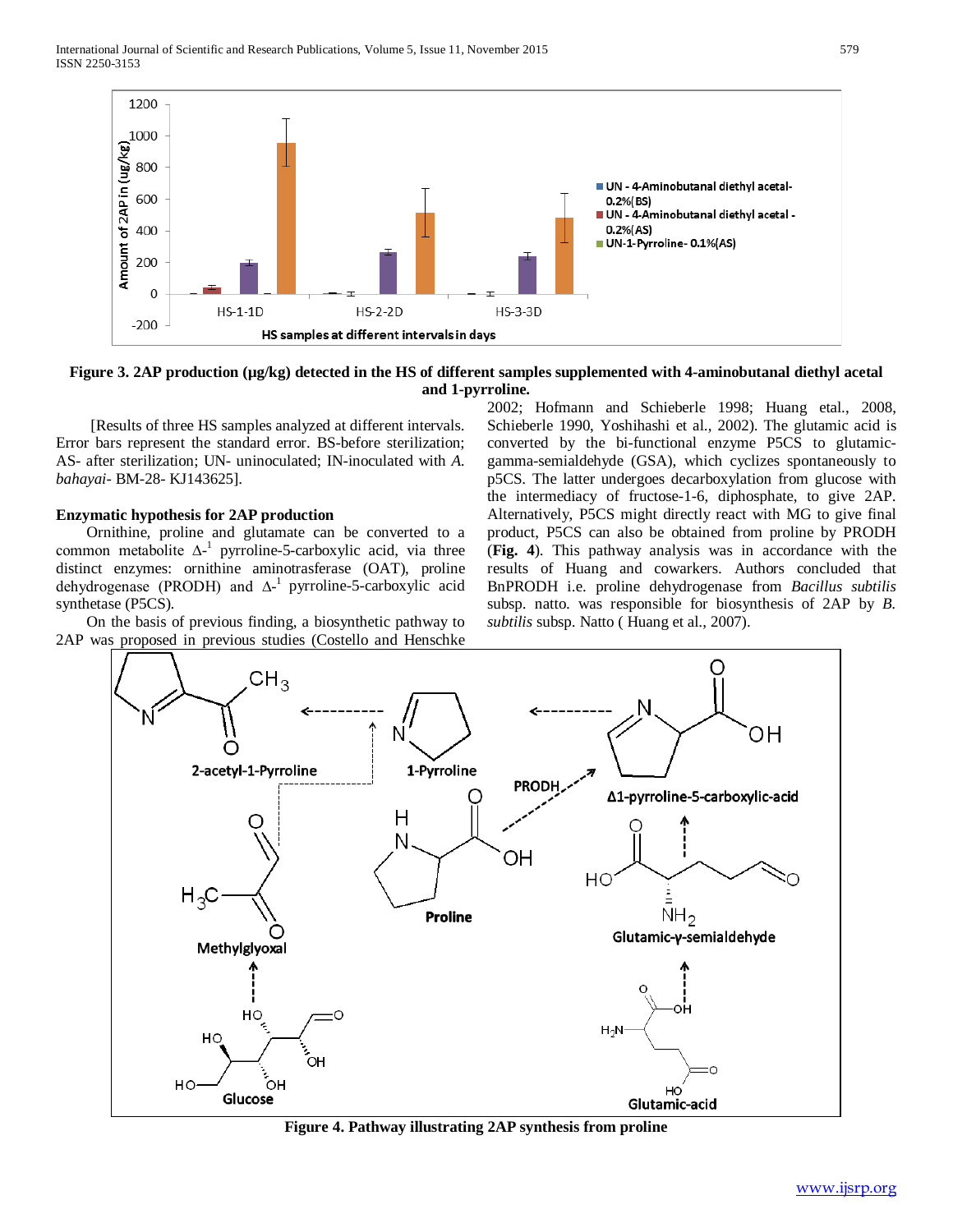**Figure 3. 2AP production (µg/kg) detected in the HS of different samples supplemented with 4-aminobutanal diethyl acetal and 1-pyrroline.**

[Results of three HS samples analyzed at different intervals. Error bars represent the standard error. BS-before sterilization; AS- after sterilization; UN- uninoculated; IN-inoculated with *A. bahayai*- BM-28- KJ143625].

### Enzymatic hypothesis for 2AP production

Ornithine, proline and glutamate can be converted to a common metabolite Δ-[1] pyrroline-5-carboxylic acid, via three distinct enzymes: ornithine aminotrasferase (OAT), proline dehydrogenase (PRODH) and Δ-[1] pyrroline-5-carboxylic acid synthetase (P5CS).

On the basis of previous finding, a biosynthetic pathway to 2AP was proposed in previous studies (Costello and Henschke 2002; Hofmann and Schieberle 1998; Huang etal., 2008, Schieberle 1990, Yoshihashi et al., 2002). The glutamic acid is converted by the bi-functional enzyme P5CS to glutamic-gamma-semialdehyde (GSA), which cyclizes spontaneously to p5CS. The latter undergoes decarboxylation from glucose with the intermediacy of fructose-1-6, diphosphate, to give 2AP. Alternatively, P5CS might directly react with MG to give final product, P5CS can also be obtained from proline by PRODH (**Fig. 4**). This pathway analysis was in accordance with the results of Huang and coworkers. Authors concluded that BnPRODH i.e. proline dehydrogenase from *Bacillus subtilis* subsp. natto. was responsible for biosynthesis of 2AP by *B. subtilis* subsp. Natto ( Huang et al., 2007).

**Figure 4. Pathway illustrating 2AP synthesis from proline**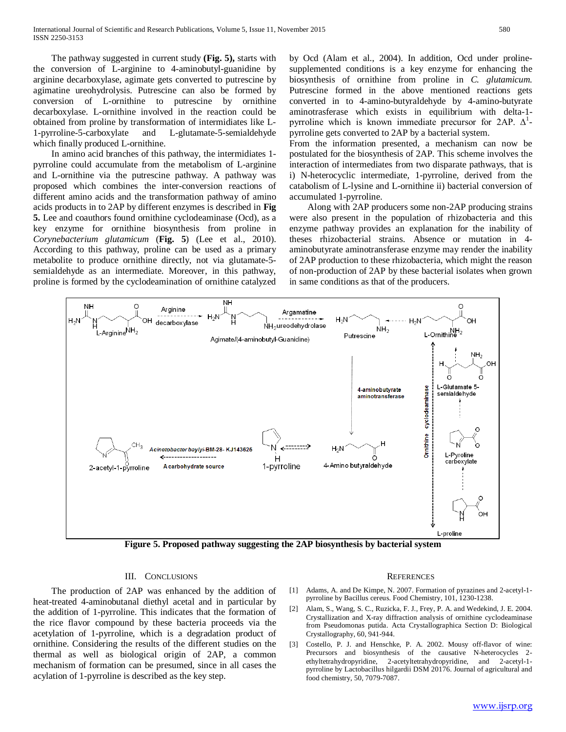The pathway suggested in current study **(Fig. 5),** starts with the conversion of L-arginine to 4-aminobutyl-guanidine by arginine decarboxylase, agimate gets converted to putrescine by agimatine ureohydrolysis. Putrescine can also be formed by conversion of L-ornithine to putrescine by ornithine decarboxylase. L-ornithine involved in the reaction could be obtained from proline by transformation of intermidiates like L-1-pyrroline-5-carboxylate and L-glutamate-5-semialdehyde which finally produced L-ornithine.

In amino acid branches of this pathway, the intermidiates 1-pyrroline could accumulate from the metabolism of L-arginine and L-ornithine via the putrescine pathway. A pathway was proposed which combines the inter-conversion reactions of different amino acids and the transformation pathway of amino acids products in to 2AP by different enzymes is described in **Fig 5.** Lee and coauthors found ornithine cyclodeaminase (Ocd), as a key enzyme for ornithine biosynthesis from proline in *Corynebacterium glutamicum* (**Fig. 5**) (Lee et al., 2010). According to this pathway, proline can be used as a primary metabolite to produce ornithine directly, not via glutamate-5-semialdehyde as an intermediate. Moreover, in this pathway, proline is formed by the cyclodeamination of ornithine catalyzed by Ocd (Alam et al., 2004). In addition, Ocd under proline-supplemented conditions is a key enzyme for enhancing the biosynthesis of ornithine from proline in *C. glutamicum.* Putrescine formed in the above mentioned reactions gets converted in to 4-amino-butyraldehyde by 4-amino-butyrate aminotrasferase which exists in equilibrium with delta-1-pyrroline which is known immediate precursor for 2AP. $\Delta^1$-pyrroline gets converted to 2AP by a bacterial system.

From the information presented, a mechanism can now be postulated for the biosynthesis of 2AP. This scheme involves the interaction of intermediates from two disparate pathways, that is i) N-heterocyclic intermediate, 1-pyrroline, derived from the catabolism of L-lysine and L-ornithine ii) bacterial conversion of accumulated 1-pyrroline.

Along with 2AP producers some non-2AP producing strains were also present in the population of rhizobacteria and this enzyme pathway provides an explanation for the inability of theses rhizobacterial strains. Absence or mutation in 4-aminobutyrate aminotransferase enzyme may render the inability of 2AP production to these rhizobacteria, which might the reason of non-production of 2AP by these bacterial isolates when grown in same conditions as that of the producers.

**Figure 5. Proposed pathway suggesting the 2AP biosynthesis by bacterial system**

## III. Conclusions

The production of 2AP was enhanced by the addition of heat-treated 4-aminobutanal diethyl acetal and in particular by the addition of 1-pyrroline. This indicates that the formation of the rice flavor compound by these bacteria proceeds via the acetylation of 1-pyrroline, which is a degradation product of ornithine. Considering the results of the different studies on the thermal as well as biological origin of 2AP, a common mechanism of formation can be presumed, since in all cases the acylation of 1-pyrroline is described as the key step.

## References

[1] Adams, A. and De Kimpe, N. 2007. Formation of pyrazines and 2-acetyl-1-pyrroline by Bacillus cereus. Food Chemistry, 101, 1230-1238.

[2] Alam, S., Wang, S. C., Ruzicka, F. J., Frey, P. A. and Wedekind, J. E. 2004. Crystallization and X-ray diffraction analysis of ornithine cyclodeaminase from Pseudomonas putida. Acta Crystallographica Section D: Biological Crystallography, 60, 941-944.

[3] Costello, P. J. and Henschke, P. A. 2002. Mousy off-flavor of wine: Precursors and biosynthesis of the causative N-heterocycles 2-ethyltetrahydropyridine, 2-acetyltetrahydropyridine, and 2-acetyl-1-pyrroline by Lactobacillus hilgardii DSM 20176. Journal of agricultural and food chemistry, 50, 7079-7087.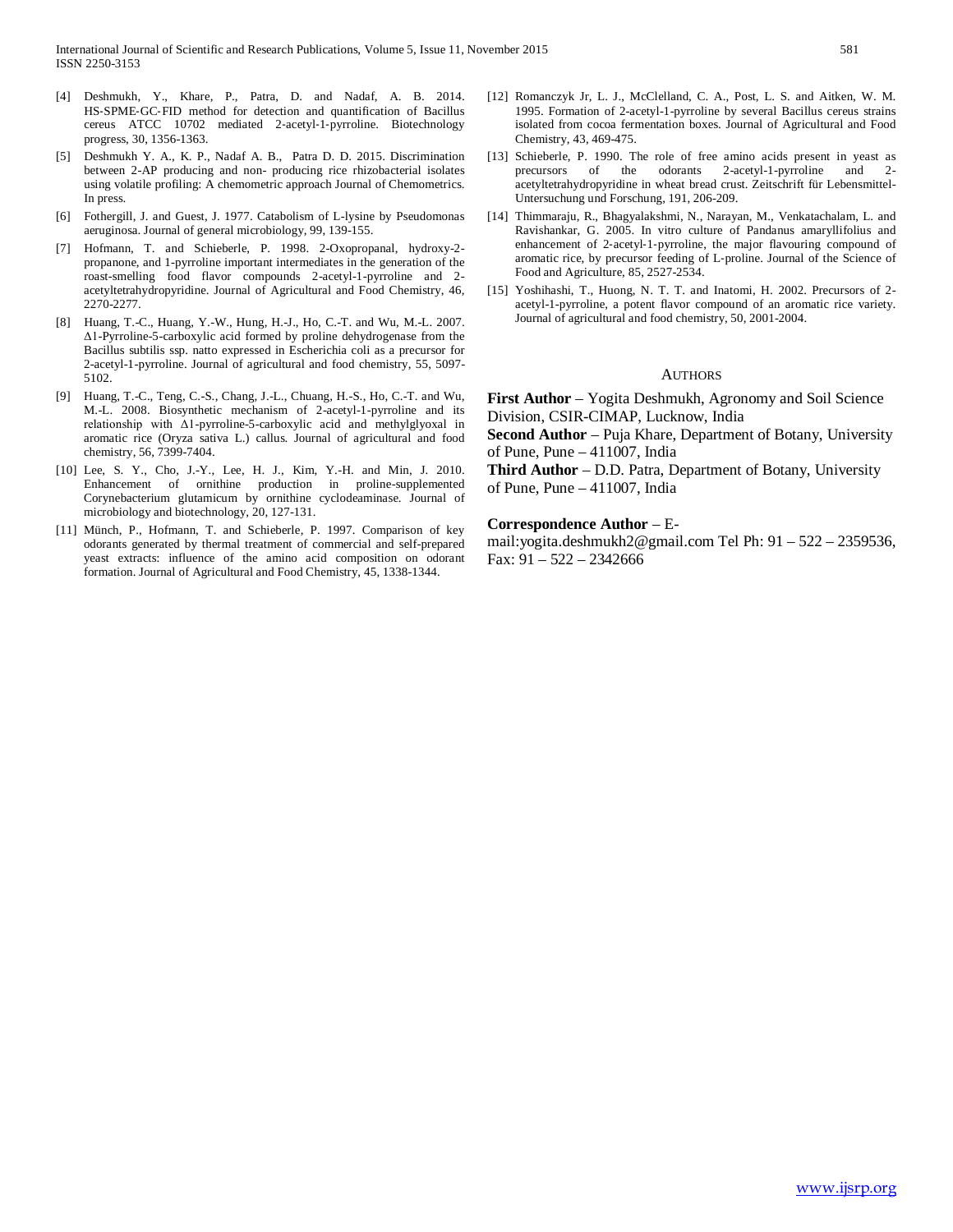[4] Deshmukh, Y., Khare, P., Patra, D. and Nadaf, A. B. 2014. HS-SPME-GC-FID method for detection and quantification of Bacillus cereus ATCC 10702 mediated 2-acetyl-1-pyrroline. Biotechnology progress, 30, 1356-1363.

[5] Deshmukh Y. A., K. P., Nadaf A. B., Patra D. D. 2015. Discrimination between 2-AP producing and non- producing rice rhizobacterial isolates using volatile profiling: A chemometric approach Journal of Chemometrics. In press.

[6] Fothergill, J. and Guest, J. 1977. Catabolism of L-lysine by Pseudomonas aeruginosa. Journal of general microbiology, 99, 139-155.

[7] Hofmann, T. and Schieberle, P. 1998. 2-Oxopropanal, hydroxy-2-propanone, and 1-pyrroline important intermediates in the generation of the roast-smelling food flavor compounds 2-acetyl-1-pyrroline and 2-acetyltetrahydropyridine. Journal of Agricultural and Food Chemistry, 46, 2270-2277.

[8] Huang, T.-C., Huang, Y.-W., Hung, H.-J., Ho, C.-T. and Wu, M.-L. 2007. Δ1-Pyrroline-5-carboxylic acid formed by proline dehydrogenase from the Bacillus subtilis ssp. natto expressed in Escherichia coli as a precursor for 2-acetyl-1-pyrroline. Journal of agricultural and food chemistry, 55, 5097-5102.

[9] Huang, T.-C., Teng, C.-S., Chang, J.-L., Chuang, H.-S., Ho, C.-T. and Wu, M.-L. 2008. Biosynthetic mechanism of 2-acetyl-1-pyrroline and its relationship with Δ1-pyrroline-5-carboxylic acid and methylglyoxal in aromatic rice (Oryza sativa L.) callus. Journal of agricultural and food chemistry, 56, 7399-7404.

[10] Lee, S. Y., Cho, J.-Y., Lee, H. J., Kim, Y.-H. and Min, J. 2010. Enhancement of ornithine production in proline-supplemented Corynebacterium glutamicum by ornithine cyclodeaminase. Journal of microbiology and biotechnology, 20, 127-131.

[11] Münch, P., Hofmann, T. and Schieberle, P. 1997. Comparison of key odorants generated by thermal treatment of commercial and self-prepared yeast extracts: influence of the amino acid composition on odorant formation. Journal of Agricultural and Food Chemistry, 45, 1338-1344.

[12] Romanczyk Jr, L. J., McClelland, C. A., Post, L. S. and Aitken, W. M. 1995. Formation of 2-acetyl-1-pyrroline by several Bacillus cereus strains isolated from cocoa fermentation boxes. Journal of Agricultural and Food Chemistry, 43, 469-475.

[13] Schieberle, P. 1990. The role of free amino acids present in yeast as precursors of the odorants 2-acetyl-1-pyrroline and 2-acetyltetrahydropyridine in wheat bread crust. Zeitschrift für Lebensmittel-Untersuchung und Forschung, 191, 206-209.

[14] Thimmaraju, R., Bhagyalakshmi, N., Narayan, M., Venkatachalam, L. and Ravishankar, G. 2005. In vitro culture of Pandanus amaryllifolius and enhancement of 2-acetyl-1-pyrroline, the major flavouring compound of aromatic rice, by precursor feeding of L-proline. Journal of the Science of Food and Agriculture, 85, 2527-2534.

[15] Yoshihashi, T., Huong, N. T. T. and Inatomi, H. 2002. Precursors of 2-acetyl-1-pyrroline, a potent flavor compound of an aromatic rice variety. Journal of agricultural and food chemistry, 50, 2001-2004.

## Authors

**First Author** – Yogita Deshmukh, Agronomy and Soil Science Division, CSIR-CIMAP, Lucknow, India

**Second Author** – Puja Khare, Department of Botany, University of Pune, Pune – 411007, India

**Third Author** – D.D. Patra, Department of Botany, University of Pune, Pune – 411007, India

**Correspondence Author** – E-mail:yogita.deshmukh2@gmail.com Tel Ph: 91 – 522 – 2359536, Fax: 91 – 522 – 2342666